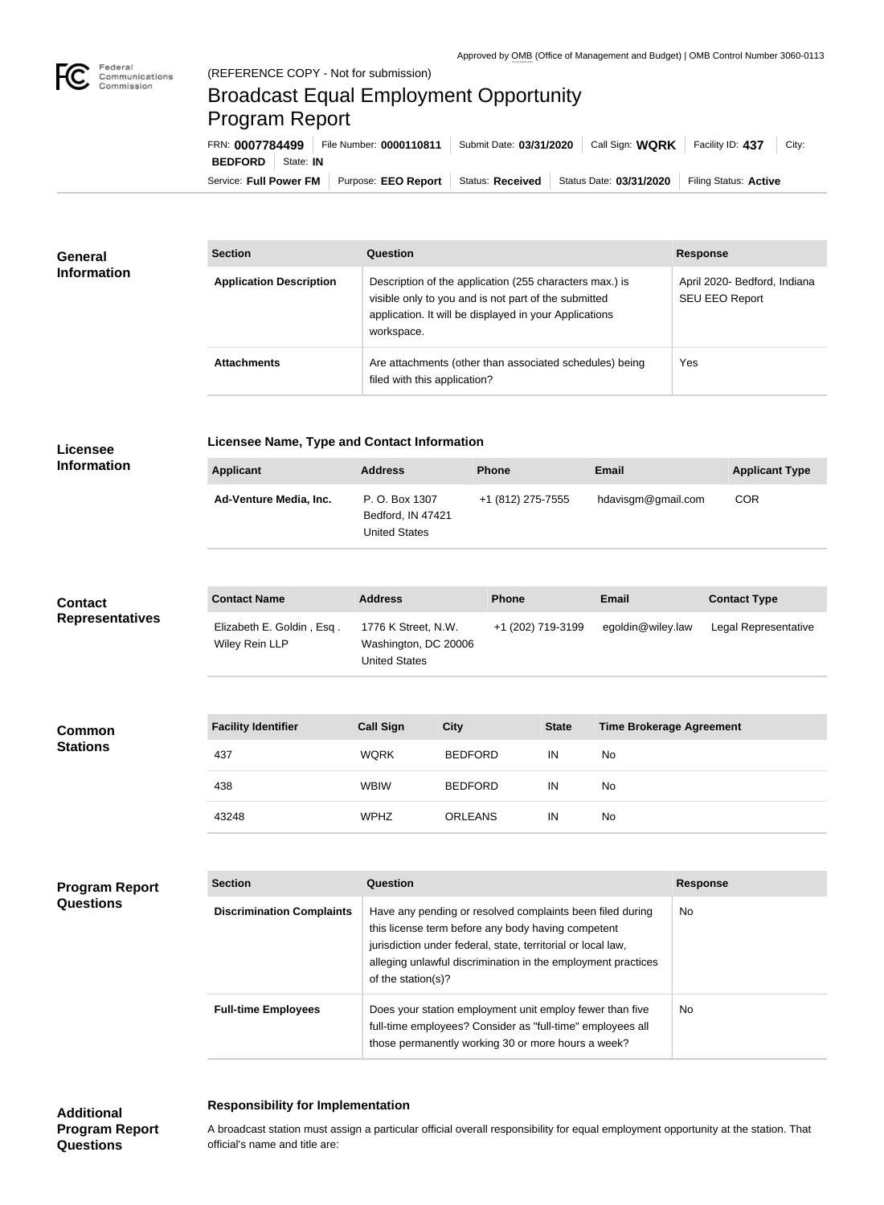Approved by OMB (Office of Management and Budget) | OMB Control Number 3060-0113

Federal Communications Commission

(REFERENCE COPY - Not for submission)

# Broadcast Equal Employment Opportunity Program Report

FRN: **0007784499** | File Number: **0000110811** | Submit Date: **03/31/2020** | Call Sign: **WQRK** | Facility ID: **437** | City: **BEDFORD** | State: **IN**

Service: **Full Power FM** | Purpose: **EEO Report** | Status: **Received** | Status Date: **03/31/2020** | Filing Status: **Active**

## General Information

| Section | Question | Response |
| --- | --- | --- |
| **Application Description** | Description of the application (255 characters max.) is visible only to you and is not part of the submitted application. It will be displayed in your Applications workspace. | April 2020- Bedford, Indiana SEU EEO Report |
| **Attachments** | Are attachments (other than associated schedules) being filed with this application? | Yes |

## Licensee Information

### Licensee Name, Type and Contact Information

| Applicant | Address | Phone | Email | Applicant Type |
| --- | --- | --- | --- | --- |
| **Ad-Venture Media, Inc.** | P. O. Box 1307<br>Bedford, IN 47421<br>United States | +1 (812) 275-7555 | hdavisgm@gmail.com | COR |

## Contact Representatives

| Contact Name | Address | Phone | Email | Contact Type |
| --- | --- | --- | --- | --- |
| Elizabeth E. Goldin , Esq .<br>Wiley Rein LLP | 1776 K Street, N.W.<br>Washington, DC 20006<br>United States | +1 (202) 719-3199 | egoldin@wiley.law | Legal Representative |

## Common Stations

| Facility Identifier | Call Sign | City | State | Time Brokerage Agreement |
| --- | --- | --- | --- | --- |
| 437 | WQRK | BEDFORD | IN | No |
| 438 | WBIW | BEDFORD | IN | No |
| 43248 | WPHZ | ORLEANS | IN | No |

## Program Report Questions

| Section | Question | Response |
| --- | --- | --- |
| **Discrimination Complaints** | Have any pending or resolved complaints been filed during this license term before any body having competent jurisdiction under federal, state, territorial or local law, alleging unlawful discrimination in the employment practices of the station(s)? | No |
| **Full-time Employees** | Does your station employment unit employ fewer than five full-time employees? Consider as "full-time" employees all those permanently working 30 or more hours a week? | No |

## Additional Program Report Questions

### Responsibility for Implementation

A broadcast station must assign a particular official overall responsibility for equal employment opportunity at the station. That official's name and title are: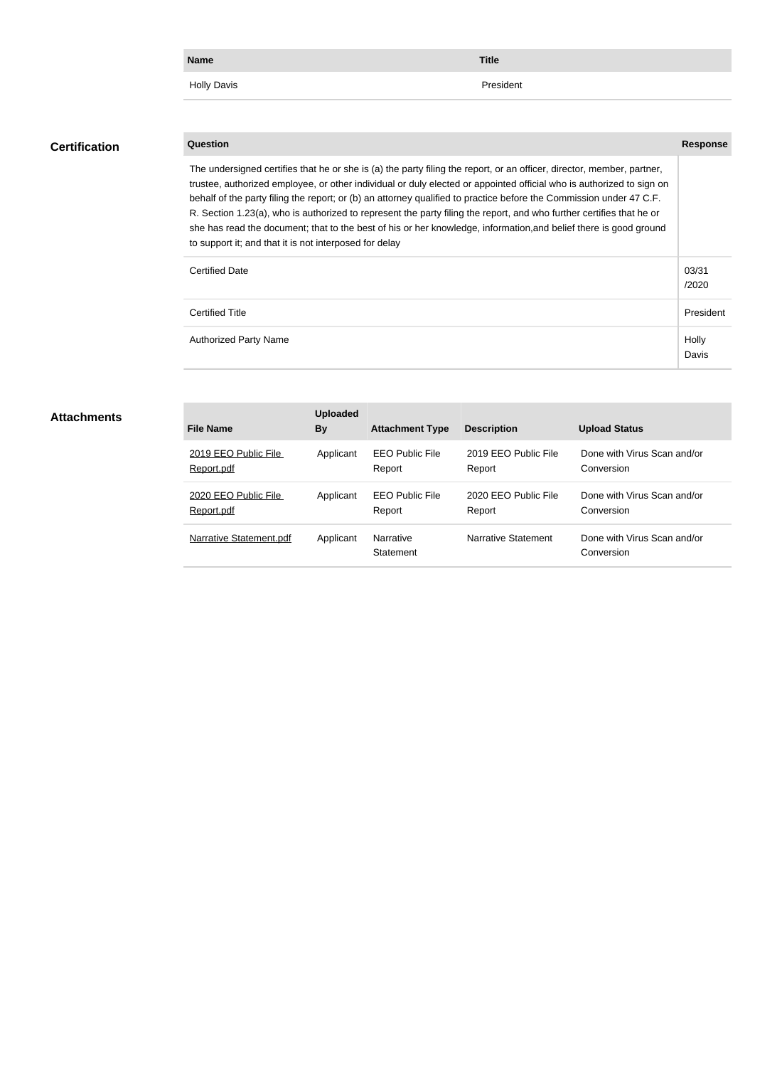| Name | Title |
| --- | --- |
| Holly Davis | President |

## Certification

| Question | Response |
| --- | --- |
| The undersigned certifies that he or she is (a) the party filing the report, or an officer, director, member, partner, trustee, authorized employee, or other individual or duly elected or appointed official who is authorized to sign on behalf of the party filing the report; or (b) an attorney qualified to practice before the Commission under 47 C.F. R. Section 1.23(a), who is authorized to represent the party filing the report, and who further certifies that he or she has read the document; that to the best of his or her knowledge, information,and belief there is good ground to support it; and that it is not interposed for delay | |
| Certified Date | 03/31/2020 |
| Certified Title | President |
| Authorized Party Name | Holly Davis |

## Attachments

| File Name | Uploaded By | Attachment Type | Description | Upload Status |
| --- | --- | --- | --- | --- |
| 2019 EEO Public File Report.pdf | Applicant | EEO Public File Report | 2019 EEO Public File Report | Done with Virus Scan and/or Conversion |
| 2020 EEO Public File Report.pdf | Applicant | EEO Public File Report | 2020 EEO Public File Report | Done with Virus Scan and/or Conversion |
| Narrative Statement.pdf | Applicant | Narrative Statement | Narrative Statement | Done with Virus Scan and/or Conversion |